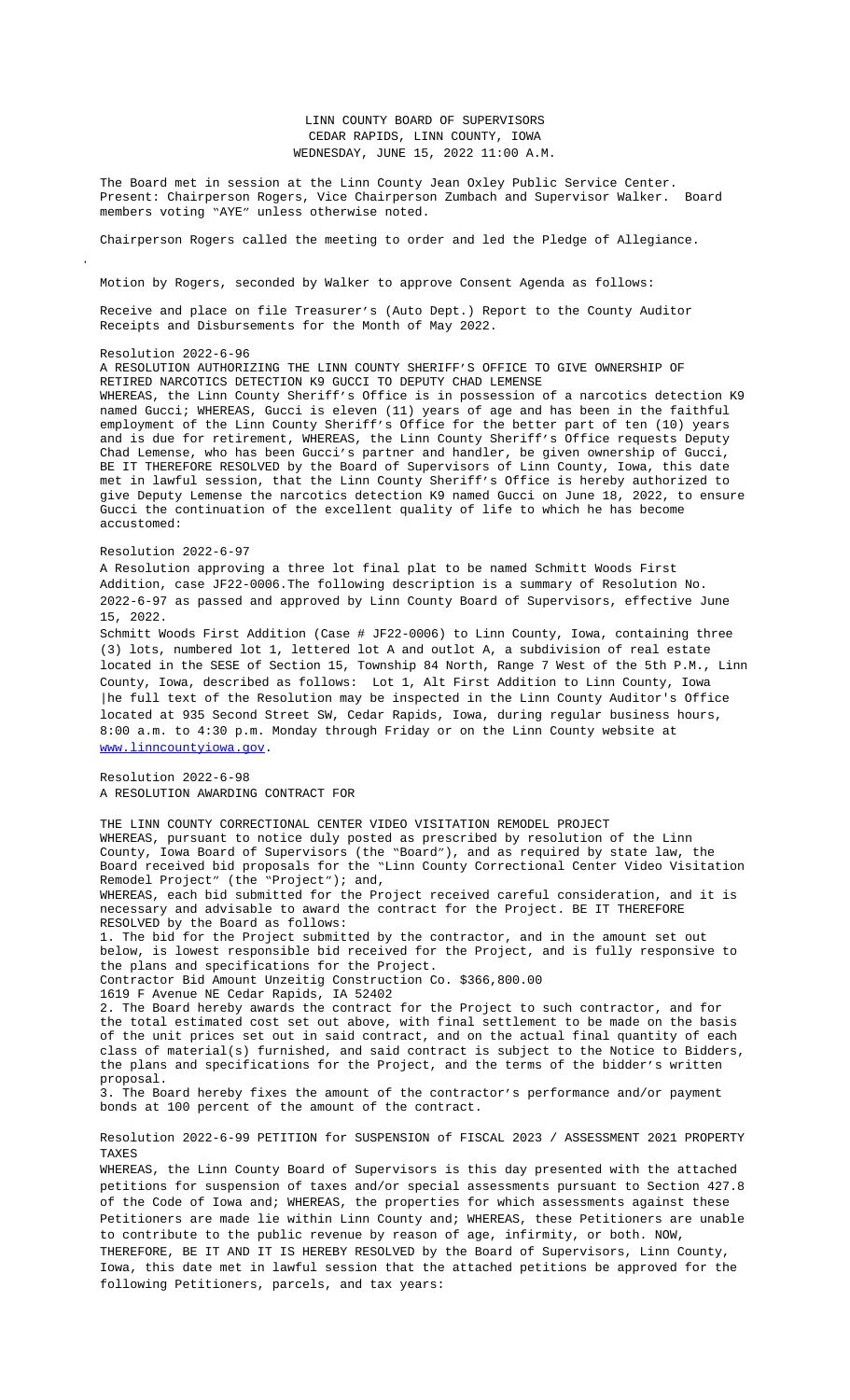# LINN COUNTY BOARD OF SUPERVISORS
## CEDAR RAPIDS, LINN COUNTY, IOWA
## WEDNESDAY, JUNE 15, 2022 11:00 A.M.

The Board met in session at the Linn County Jean Oxley Public Service Center. Present: Chairperson Rogers, Vice Chairperson Zumbach and Supervisor Walker. Board members voting "AYE" unless otherwise noted.

Chairperson Rogers called the meeting to order and led the Pledge of Allegiance.

Motion by Rogers, seconded by Walker to approve Consent Agenda as follows:

Receive and place on file Treasurer's (Auto Dept.) Report to the County Auditor Receipts and Disbursements for the Month of May 2022.

Resolution 2022-6-96
A RESOLUTION AUTHORIZING THE LINN COUNTY SHERIFF'S OFFICE TO GIVE OWNERSHIP OF RETIRED NARCOTICS DETECTION K9 GUCCI TO DEPUTY CHAD LEMENSE
WHEREAS, the Linn County Sheriff's Office is in possession of a narcotics detection K9 named Gucci; WHEREAS, Gucci is eleven (11) years of age and has been in the faithful employment of the Linn County Sheriff's Office for the better part of ten (10) years and is due for retirement, WHEREAS, the Linn County Sheriff's Office requests Deputy Chad Lemense, who has been Gucci's partner and handler, be given ownership of Gucci, BE IT THEREFORE RESOLVED by the Board of Supervisors of Linn County, Iowa, this date met in lawful session, that the Linn County Sheriff's Office is hereby authorized to give Deputy Lemense the narcotics detection K9 named Gucci on June 18, 2022, to ensure Gucci the continuation of the excellent quality of life to which he has become accustomed:

Resolution 2022-6-97
A Resolution approving a three lot final plat to be named Schmitt Woods First Addition, case JF22-0006. The following description is a summary of Resolution No. 2022-6-97 as passed and approved by Linn County Board of Supervisors, effective June 15, 2022.
Schmitt Woods First Addition (Case # JF22-0006) to Linn County, Iowa, containing three (3) lots, numbered lot 1, lettered lot A and outlot A, a subdivision of real estate located in the SESE of Section 15, Township 84 North, Range 7 West of the 5th P.M., Linn County, Iowa, described as follows: Lot 1, Alt First Addition to Linn County, Iowa |he full text of the Resolution may be inspected in the Linn County Auditor's Office located at 935 Second Street SW, Cedar Rapids, Iowa, during regular business hours, 8:00 a.m. to 4:30 p.m. Monday through Friday or on the Linn County website at www.linncountyiowa.gov.

Resolution 2022-6-98
A RESOLUTION AWARDING CONTRACT FOR

THE LINN COUNTY CORRECTIONAL CENTER VIDEO VISITATION REMODEL PROJECT
WHEREAS, pursuant to notice duly posted as prescribed by resolution of the Linn County, Iowa Board of Supervisors (the "Board"), and as required by state law, the Board received bid proposals for the "Linn County Correctional Center Video Visitation Remodel Project" (the "Project"); and,
WHEREAS, each bid submitted for the Project received careful consideration, and it is necessary and advisable to award the contract for the Project. BE IT THEREFORE RESOLVED by the Board as follows:
1. The bid for the Project submitted by the contractor, and in the amount set out below, is lowest responsible bid received for the Project, and is fully responsive to the plans and specifications for the Project.
Contractor Bid Amount Unzeitig Construction Co. $366,800.00
1619 F Avenue NE Cedar Rapids, IA 52402
2. The Board hereby awards the contract for the Project to such contractor, and for the total estimated cost set out above, with final settlement to be made on the basis of the unit prices set out in said contract, and on the actual final quantity of each class of material(s) furnished, and said contract is subject to the Notice to Bidders, the plans and specifications for the Project, and the terms of the bidder's written proposal.
3. The Board hereby fixes the amount of the contractor's performance and/or payment bonds at 100 percent of the amount of the contract.

Resolution 2022-6-99 PETITION for SUSPENSION of FISCAL 2023 / ASSESSMENT 2021 PROPERTY TAXES
WHEREAS, the Linn County Board of Supervisors is this day presented with the attached petitions for suspension of taxes and/or special assessments pursuant to Section 427.8 of the Code of Iowa and; WHEREAS, the properties for which assessments against these Petitioners are made lie within Linn County and; WHEREAS, these Petitioners are unable to contribute to the public revenue by reason of age, infirmity, or both. NOW, THEREFORE, BE IT AND IT IS HEREBY RESOLVED by the Board of Supervisors, Linn County, Iowa, this date met in lawful session that the attached petitions be approved for the following Petitioners, parcels, and tax years: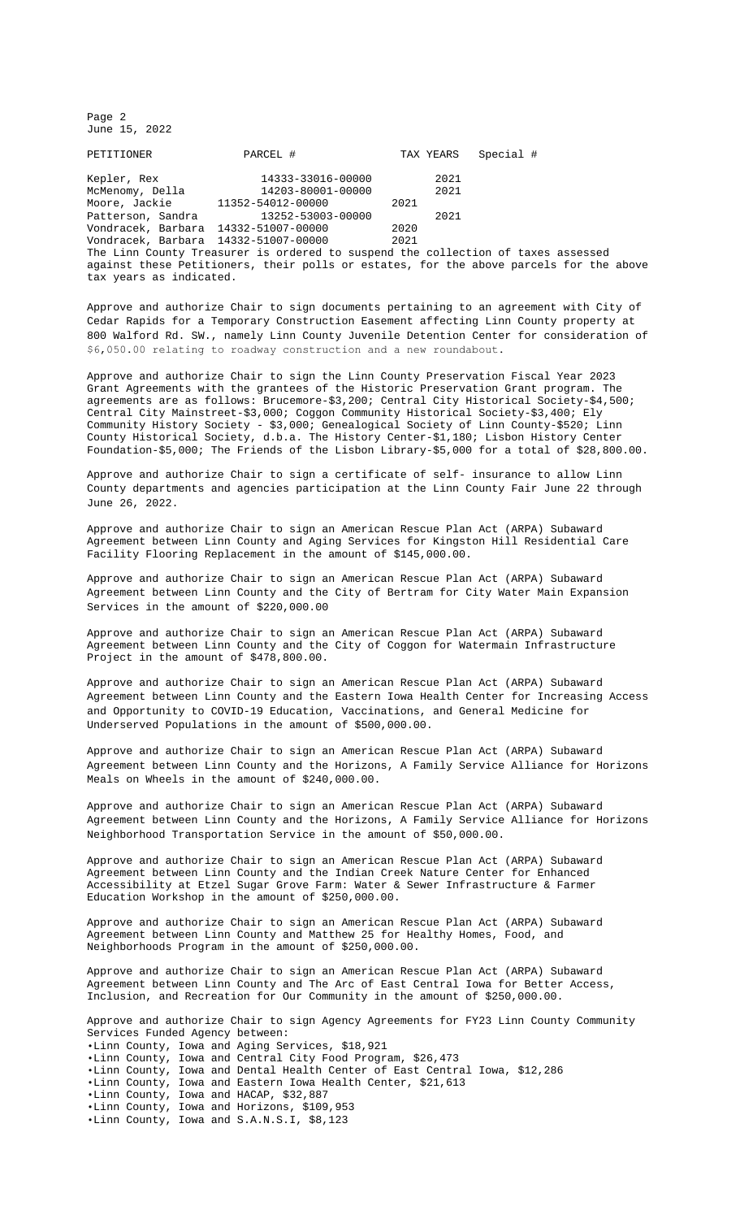| PETITIONER | PARCEL # | TAX YEARS | Special # |
|---|---|---|---|
| Kepler, Rex | 14333-33016-00000 | 2021 | |
| McMenomy, Della | 14203-80001-00000 | 2021 | |
| Moore, Jackie | 11352-54012-00000 | 2021 | |
| Patterson, Sandra | 13252-53003-00000 | 2021 | |
| Vondracek, Barbara | 14332-51007-00000 | 2020 | |
| Vondracek, Barbara | 14332-51007-00000 | 2021 | |

The Linn County Treasurer is ordered to suspend the collection of taxes assessed against these Petitioners, their polls or estates, for the above parcels for the above tax years as indicated.

Approve and authorize Chair to sign documents pertaining to an agreement with City of Cedar Rapids for a Temporary Construction Easement affecting Linn County property at 800 Walford Rd. SW., namely Linn County Juvenile Detention Center for consideration of $6,050.00 relating to roadway construction and a new roundabout.

Approve and authorize Chair to sign the Linn County Preservation Fiscal Year 2023 Grant Agreements with the grantees of the Historic Preservation Grant program. The agreements are as follows: Brucemore-$3,200; Central City Historical Society-$4,500; Central City Mainstreet-$3,000; Coggon Community Historical Society-$3,400; Ely Community History Society - $3,000; Genealogical Society of Linn County-$520; Linn County Historical Society, d.b.a. The History Center-$1,180; Lisbon History Center Foundation-$5,000; The Friends of the Lisbon Library-$5,000 for a total of $28,800.00.

Approve and authorize Chair to sign a certificate of self- insurance to allow Linn County departments and agencies participation at the Linn County Fair June 22 through June 26, 2022.

Approve and authorize Chair to sign an American Rescue Plan Act (ARPA) Subaward Agreement between Linn County and Aging Services for Kingston Hill Residential Care Facility Flooring Replacement in the amount of $145,000.00.

Approve and authorize Chair to sign an American Rescue Plan Act (ARPA) Subaward Agreement between Linn County and the City of Bertram for City Water Main Expansion Services in the amount of $220,000.00

Approve and authorize Chair to sign an American Rescue Plan Act (ARPA) Subaward Agreement between Linn County and the City of Coggon for Watermain Infrastructure Project in the amount of $478,800.00.

Approve and authorize Chair to sign an American Rescue Plan Act (ARPA) Subaward Agreement between Linn County and the Eastern Iowa Health Center for Increasing Access and Opportunity to COVID-19 Education, Vaccinations, and General Medicine for Underserved Populations in the amount of $500,000.00.

Approve and authorize Chair to sign an American Rescue Plan Act (ARPA) Subaward Agreement between Linn County and the Horizons, A Family Service Alliance for Horizons Meals on Wheels in the amount of $240,000.00.

Approve and authorize Chair to sign an American Rescue Plan Act (ARPA) Subaward Agreement between Linn County and the Horizons, A Family Service Alliance for Horizons Neighborhood Transportation Service in the amount of $50,000.00.

Approve and authorize Chair to sign an American Rescue Plan Act (ARPA) Subaward Agreement between Linn County and the Indian Creek Nature Center for Enhanced Accessibility at Etzel Sugar Grove Farm: Water & Sewer Infrastructure & Farmer Education Workshop in the amount of $250,000.00.

Approve and authorize Chair to sign an American Rescue Plan Act (ARPA) Subaward Agreement between Linn County and Matthew 25 for Healthy Homes, Food, and Neighborhoods Program in the amount of $250,000.00.

Approve and authorize Chair to sign an American Rescue Plan Act (ARPA) Subaward Agreement between Linn County and The Arc of East Central Iowa for Better Access, Inclusion, and Recreation for Our Community in the amount of $250,000.00.

Approve and authorize Chair to sign Agency Agreements for FY23 Linn County Community Services Funded Agency between:

- Linn County, Iowa and Aging Services, $18,921
- Linn County, Iowa and Central City Food Program, $26,473
- Linn County, Iowa and Dental Health Center of East Central Iowa, $12,286
- Linn County, Iowa and Eastern Iowa Health Center, $21,613
- Linn County, Iowa and HACAP, $32,887
- Linn County, Iowa and Horizons, $109,953
- Linn County, Iowa and S.A.N.S.I, $8,123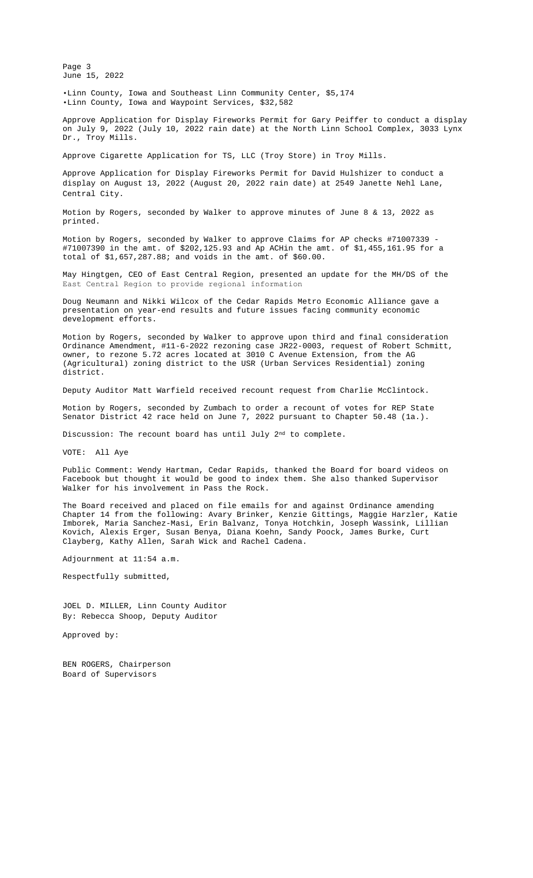•Linn County, Iowa and Southeast Linn Community Center, $5,174
•Linn County, Iowa and Waypoint Services, $32,582

Approve Application for Display Fireworks Permit for Gary Peiffer to conduct a display on July 9, 2022 (July 10, 2022 rain date) at the North Linn School Complex, 3033 Lynx Dr., Troy Mills.

Approve Cigarette Application for TS, LLC (Troy Store) in Troy Mills.

Approve Application for Display Fireworks Permit for David Hulshizer to conduct a display on August 13, 2022 (August 20, 2022 rain date) at 2549 Janette Nehl Lane, Central City.

Motion by Rogers, seconded by Walker to approve minutes of June 8 & 13, 2022 as printed.

Motion by Rogers, seconded by Walker to approve Claims for AP checks #71007339 - #71007390 in the amt. of $202,125.93 and Ap ACHin the amt. of $1,455,161.95 for a total of $1,657,287.88; and voids in the amt. of $60.00.

May Hingtgen, CEO of East Central Region, presented an update for the MH/DS of the East Central Region to provide regional information

Doug Neumann and Nikki Wilcox of the Cedar Rapids Metro Economic Alliance gave a presentation on year-end results and future issues facing community economic development efforts.

Motion by Rogers, seconded by Walker to approve upon third and final consideration Ordinance Amendment, #11-6-2022 rezoning case JR22-0003, request of Robert Schmitt, owner, to rezone 5.72 acres located at 3010 C Avenue Extension, from the AG (Agricultural) zoning district to the USR (Urban Services Residential) zoning district.

Deputy Auditor Matt Warfield received recount request from Charlie McClintock.

Motion by Rogers, seconded by Zumbach to order a recount of votes for REP State Senator District 42 race held on June 7, 2022 pursuant to Chapter 50.48 (1a.).

Discussion: The recount board has until July 2nd to complete.

VOTE: All Aye

Public Comment: Wendy Hartman, Cedar Rapids, thanked the Board for board videos on Facebook but thought it would be good to index them. She also thanked Supervisor Walker for his involvement in Pass the Rock.

The Board received and placed on file emails for and against Ordinance amending Chapter 14 from the following: Avary Brinker, Kenzie Gittings, Maggie Harzler, Katie Imborek, Maria Sanchez-Masi, Erin Balvanz, Tonya Hotchkin, Joseph Wassink, Lillian Kovich, Alexis Erger, Susan Benya, Diana Koehn, Sandy Poock, James Burke, Curt Clayberg, Kathy Allen, Sarah Wick and Rachel Cadena.

Adjournment at 11:54 a.m.

Respectfully submitted,

JOEL D. MILLER, Linn County Auditor
By: Rebecca Shoop, Deputy Auditor

Approved by:

BEN ROGERS, Chairperson
Board of Supervisors